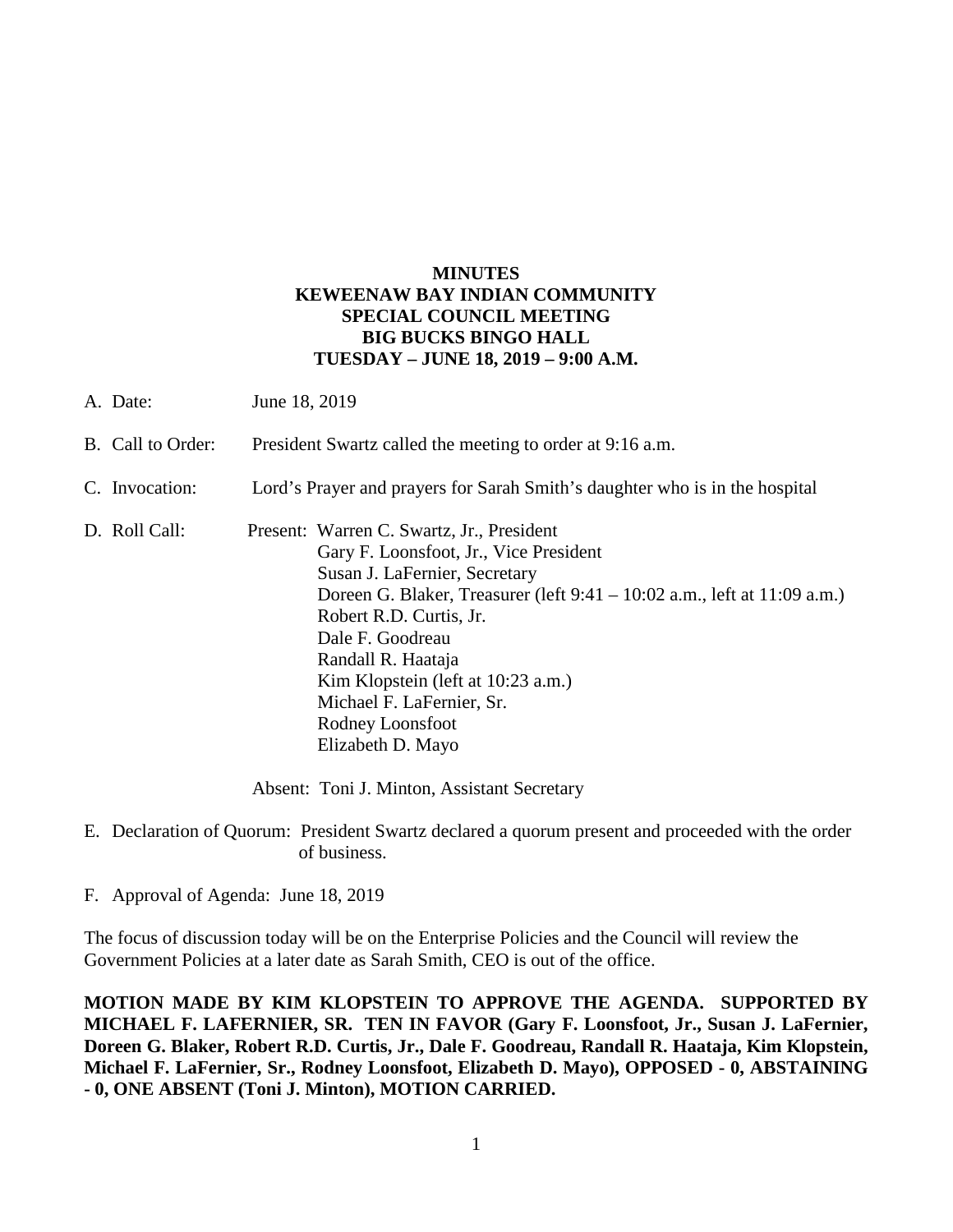**MINUTES**
**KEWEENAW BAY INDIAN COMMUNITY**
**SPECIAL COUNCIL MEETING**
**BIG BUCKS BINGO HALL**
**TUESDAY – JUNE 18, 2019 – 9:00 A.M.**

A. Date: June 18, 2019

B. Call to Order: President Swartz called the meeting to order at 9:16 a.m.

C. Invocation: Lord's Prayer and prayers for Sarah Smith's daughter who is in the hospital

D. Roll Call: Present: Warren C. Swartz, Jr., President
Gary F. Loonsfoot, Jr., Vice President
Susan J. LaFernier, Secretary
Doreen G. Blaker, Treasurer (left 9:41 – 10:02 a.m., left at 11:09 a.m.)
Robert R.D. Curtis, Jr.
Dale F. Goodreau
Randall R. Haataja
Kim Klopstein (left at 10:23 a.m.)
Michael F. LaFernier, Sr.
Rodney Loonsfoot
Elizabeth D. Mayo

Absent: Toni J. Minton, Assistant Secretary

E. Declaration of Quorum: President Swartz declared a quorum present and proceeded with the order of business.

F. Approval of Agenda: June 18, 2019

The focus of discussion today will be on the Enterprise Policies and the Council will review the Government Policies at a later date as Sarah Smith, CEO is out of the office.

**MOTION MADE BY KIM KLOPSTEIN TO APPROVE THE AGENDA. SUPPORTED BY MICHAEL F. LAFERNIER, SR. TEN IN FAVOR (Gary F. Loonsfoot, Jr., Susan J. LaFernier, Doreen G. Blaker, Robert R.D. Curtis, Jr., Dale F. Goodreau, Randall R. Haataja, Kim Klopstein, Michael F. LaFernier, Sr., Rodney Loonsfoot, Elizabeth D. Mayo), OPPOSED - 0, ABSTAINING - 0, ONE ABSENT (Toni J. Minton), MOTION CARRIED.**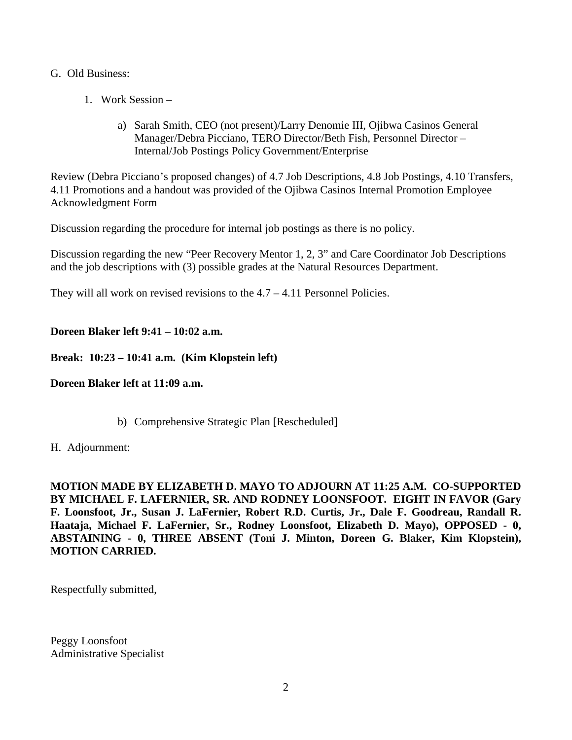G. Old Business:

1. Work Session –

   a) Sarah Smith, CEO (not present)/Larry Denomie III, Ojibwa Casinos General Manager/Debra Picciano, TERO Director/Beth Fish, Personnel Director – Internal/Job Postings Policy Government/Enterprise

Review (Debra Picciano's proposed changes) of 4.7 Job Descriptions, 4.8 Job Postings, 4.10 Transfers, 4.11 Promotions and a handout was provided of the Ojibwa Casinos Internal Promotion Employee Acknowledgment Form

Discussion regarding the procedure for internal job postings as there is no policy.

Discussion regarding the new "Peer Recovery Mentor 1, 2, 3" and Care Coordinator Job Descriptions and the job descriptions with (3) possible grades at the Natural Resources Department.

They will all work on revised revisions to the 4.7 – 4.11 Personnel Policies.

**Doreen Blaker left 9:41 – 10:02 a.m.**

**Break: 10:23 – 10:41 a.m. (Kim Klopstein left)**

**Doreen Blaker left at 11:09 a.m.**

   b) Comprehensive Strategic Plan [Rescheduled]

H. Adjournment:

**MOTION MADE BY ELIZABETH D. MAYO TO ADJOURN AT 11:25 A.M. CO-SUPPORTED BY MICHAEL F. LAFERNIER, SR. AND RODNEY LOONSFOOT. EIGHT IN FAVOR (Gary F. Loonsfoot, Jr., Susan J. LaFernier, Robert R.D. Curtis, Jr., Dale F. Goodreau, Randall R. Haataja, Michael F. LaFernier, Sr., Rodney Loonsfoot, Elizabeth D. Mayo), OPPOSED - 0, ABSTAINING - 0, THREE ABSENT (Toni J. Minton, Doreen G. Blaker, Kim Klopstein), MOTION CARRIED.**

Respectfully submitted,

Peggy Loonsfoot
Administrative Specialist